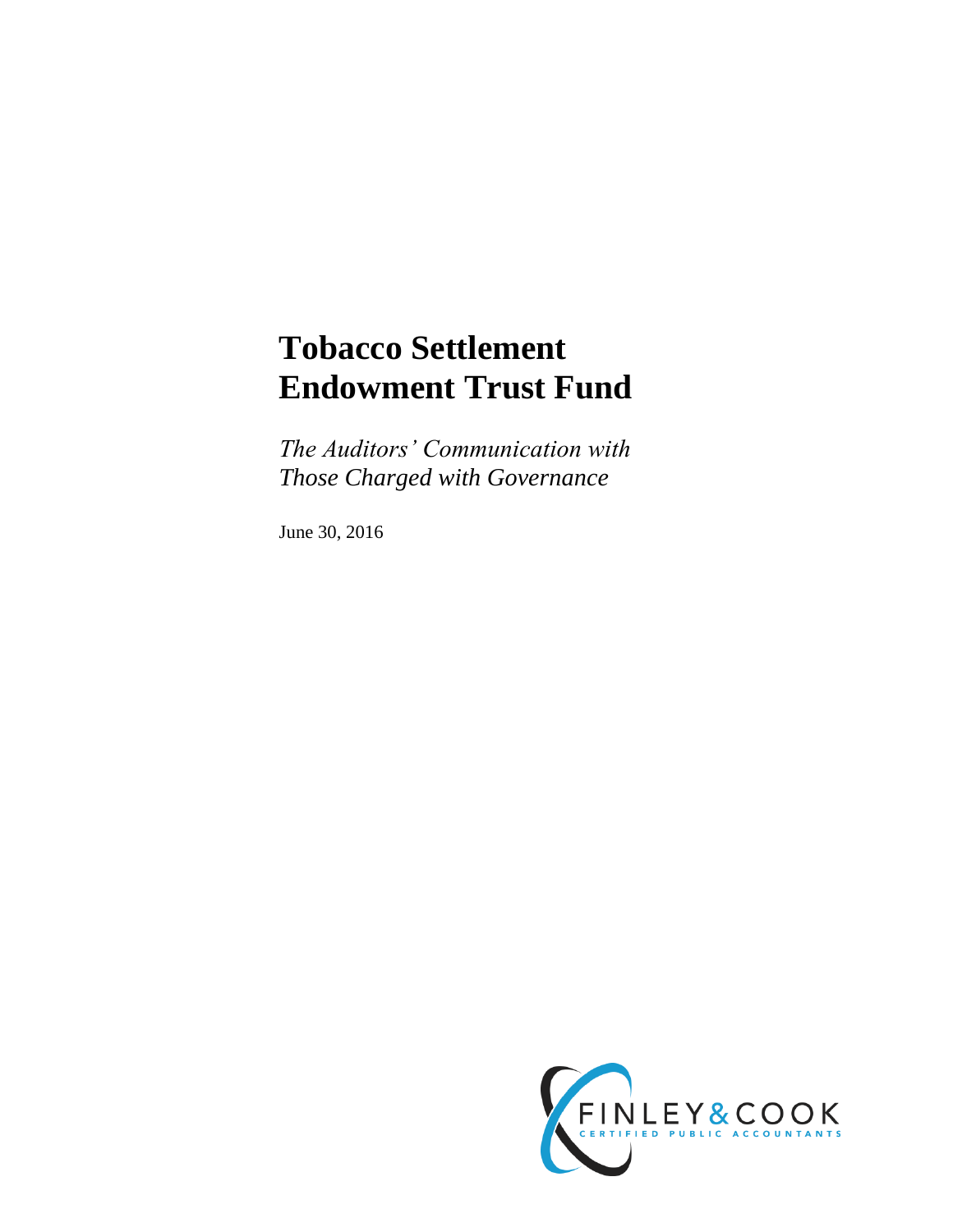# Tobacco Settlement Endowment Trust Fund

*The Auditors' Communication with Those Charged with Governance*

June 30, 2016

FINLEY & COOK
CERTIFIED PUBLIC ACCOUNTANTS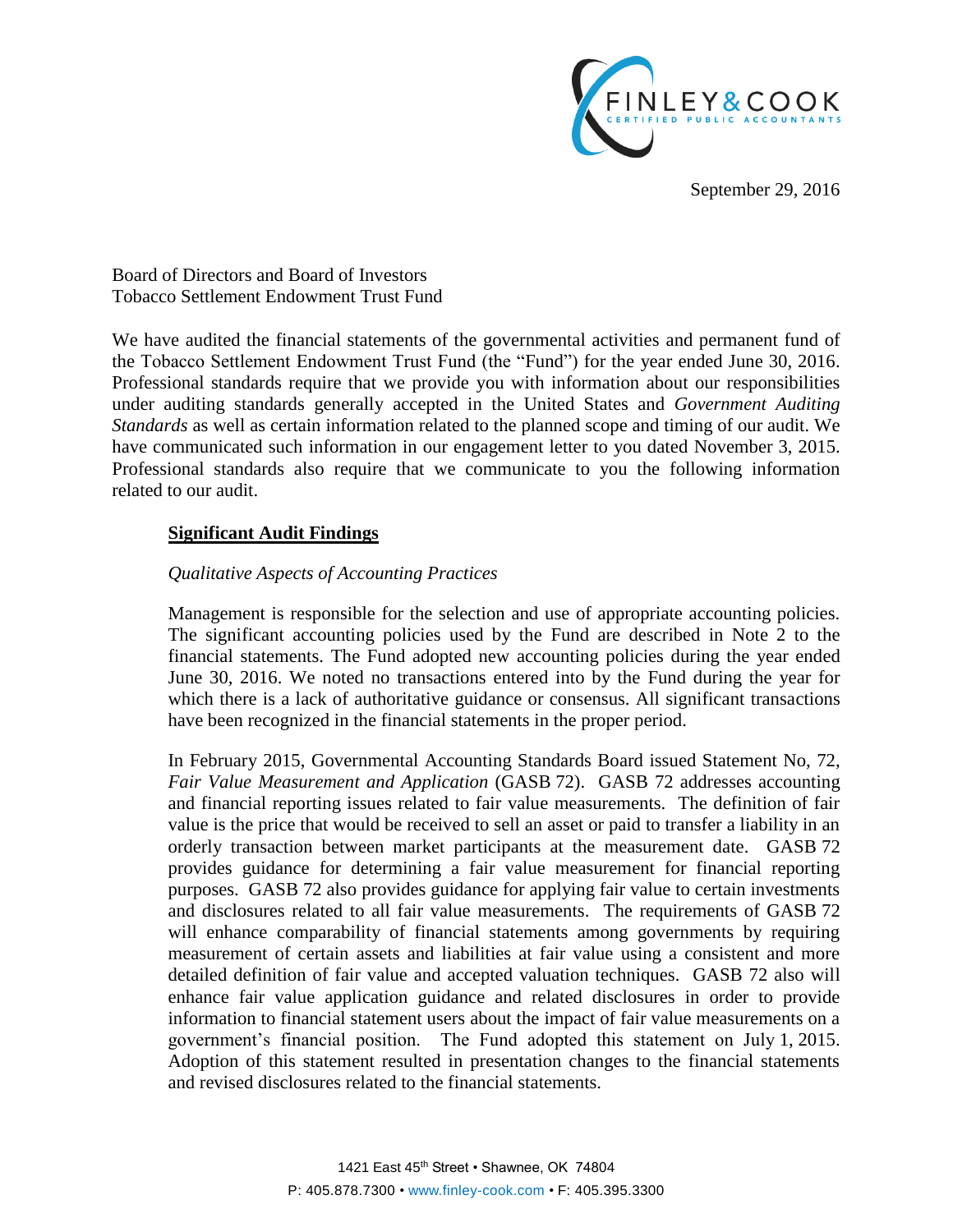September 29, 2016

Board of Directors and Board of Investors
Tobacco Settlement Endowment Trust Fund

We have audited the financial statements of the governmental activities and permanent fund of the Tobacco Settlement Endowment Trust Fund (the "Fund") for the year ended June 30, 2016. Professional standards require that we provide you with information about our responsibilities under auditing standards generally accepted in the United States and *Government Auditing Standards* as well as certain information related to the planned scope and timing of our audit. We have communicated such information in our engagement letter to you dated November 3, 2015. Professional standards also require that we communicate to you the following information related to our audit.

## Significant Audit Findings

*Qualitative Aspects of Accounting Practices*

Management is responsible for the selection and use of appropriate accounting policies. The significant accounting policies used by the Fund are described in Note 2 to the financial statements. The Fund adopted new accounting policies during the year ended June 30, 2016. We noted no transactions entered into by the Fund during the year for which there is a lack of authoritative guidance or consensus. All significant transactions have been recognized in the financial statements in the proper period.

In February 2015, Governmental Accounting Standards Board issued Statement No, 72, *Fair Value Measurement and Application* (GASB 72). GASB 72 addresses accounting and financial reporting issues related to fair value measurements. The definition of fair value is the price that would be received to sell an asset or paid to transfer a liability in an orderly transaction between market participants at the measurement date. GASB 72 provides guidance for determining a fair value measurement for financial reporting purposes. GASB 72 also provides guidance for applying fair value to certain investments and disclosures related to all fair value measurements. The requirements of GASB 72 will enhance comparability of financial statements among governments by requiring measurement of certain assets and liabilities at fair value using a consistent and more detailed definition of fair value and accepted valuation techniques. GASB 72 also will enhance fair value application guidance and related disclosures in order to provide information to financial statement users about the impact of fair value measurements on a government's financial position. The Fund adopted this statement on July 1, 2015. Adoption of this statement resulted in presentation changes to the financial statements and revised disclosures related to the financial statements.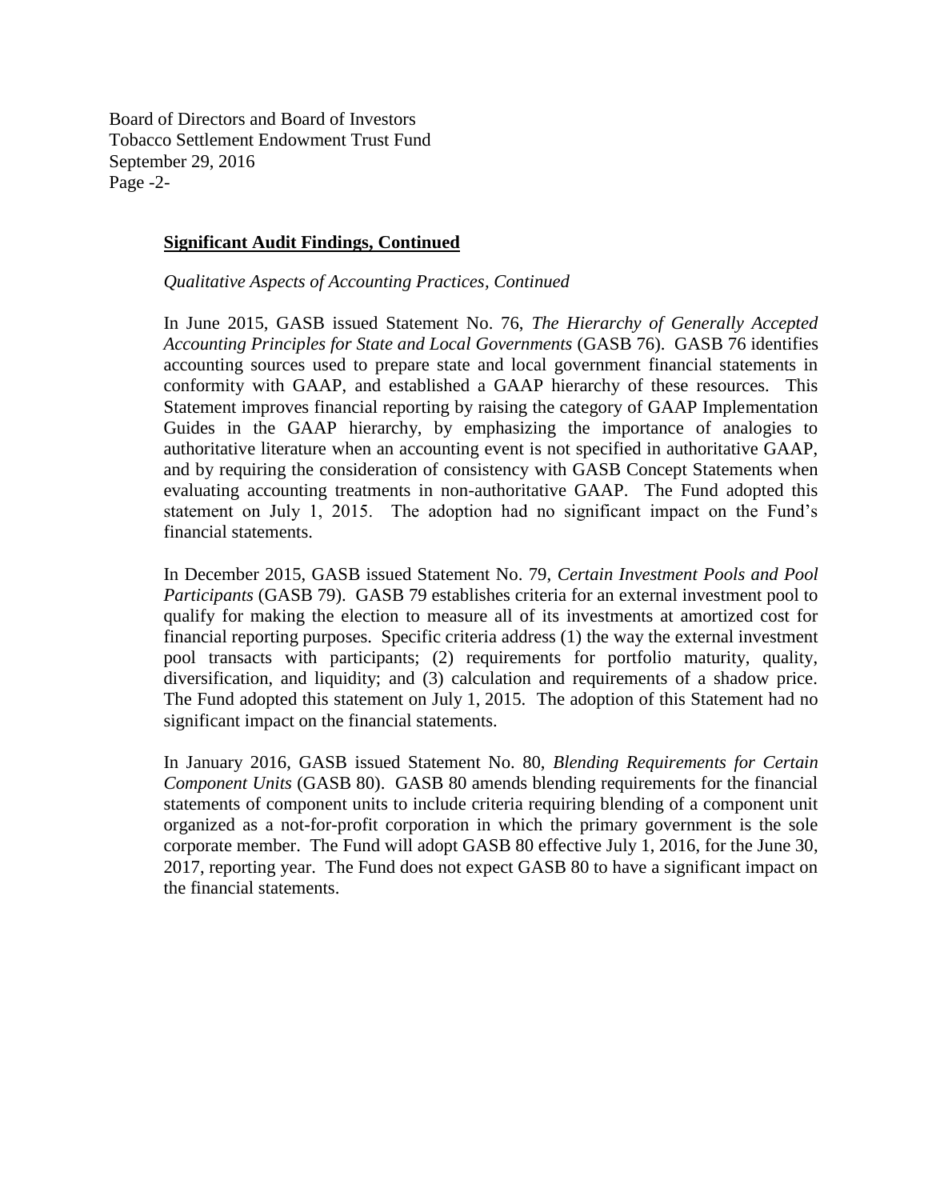Board of Directors and Board of Investors
Tobacco Settlement Endowment Trust Fund
September 29, 2016
Page -2-

**Significant Audit Findings, Continued**

*Qualitative Aspects of Accounting Practices, Continued*

In June 2015, GASB issued Statement No. 76, *The Hierarchy of Generally Accepted Accounting Principles for State and Local Governments* (GASB 76). GASB 76 identifies accounting sources used to prepare state and local government financial statements in conformity with GAAP, and established a GAAP hierarchy of these resources. This Statement improves financial reporting by raising the category of GAAP Implementation Guides in the GAAP hierarchy, by emphasizing the importance of analogies to authoritative literature when an accounting event is not specified in authoritative GAAP, and by requiring the consideration of consistency with GASB Concept Statements when evaluating accounting treatments in non-authoritative GAAP. The Fund adopted this statement on July 1, 2015. The adoption had no significant impact on the Fund's financial statements.

In December 2015, GASB issued Statement No. 79, *Certain Investment Pools and Pool Participants* (GASB 79). GASB 79 establishes criteria for an external investment pool to qualify for making the election to measure all of its investments at amortized cost for financial reporting purposes. Specific criteria address (1) the way the external investment pool transacts with participants; (2) requirements for portfolio maturity, quality, diversification, and liquidity; and (3) calculation and requirements of a shadow price. The Fund adopted this statement on July 1, 2015. The adoption of this Statement had no significant impact on the financial statements.

In January 2016, GASB issued Statement No. 80, *Blending Requirements for Certain Component Units* (GASB 80). GASB 80 amends blending requirements for the financial statements of component units to include criteria requiring blending of a component unit organized as a not-for-profit corporation in which the primary government is the sole corporate member. The Fund will adopt GASB 80 effective July 1, 2016, for the June 30, 2017, reporting year. The Fund does not expect GASB 80 to have a significant impact on the financial statements.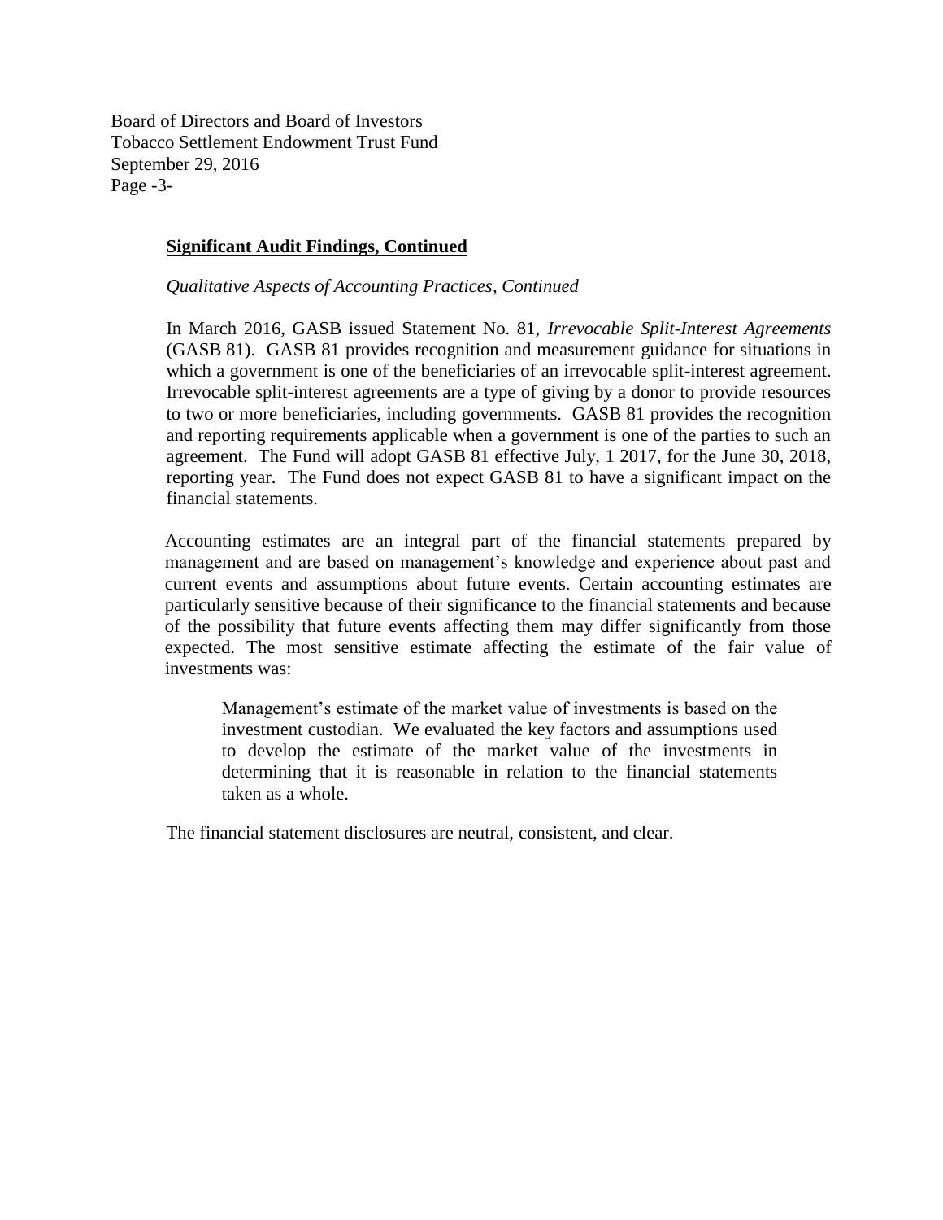**Significant Audit Findings, Continued**

*Qualitative Aspects of Accounting Practices, Continued*

In March 2016, GASB issued Statement No. 81, *Irrevocable Split-Interest Agreements* (GASB 81). GASB 81 provides recognition and measurement guidance for situations in which a government is one of the beneficiaries of an irrevocable split-interest agreement. Irrevocable split-interest agreements are a type of giving by a donor to provide resources to two or more beneficiaries, including governments. GASB 81 provides the recognition and reporting requirements applicable when a government is one of the parties to such an agreement. The Fund will adopt GASB 81 effective July, 1 2017, for the June 30, 2018, reporting year. The Fund does not expect GASB 81 to have a significant impact on the financial statements.

Accounting estimates are an integral part of the financial statements prepared by management and are based on management's knowledge and experience about past and current events and assumptions about future events. Certain accounting estimates are particularly sensitive because of their significance to the financial statements and because of the possibility that future events affecting them may differ significantly from those expected. The most sensitive estimate affecting the estimate of the fair value of investments was:

> Management's estimate of the market value of investments is based on the investment custodian. We evaluated the key factors and assumptions used to develop the estimate of the market value of the investments in determining that it is reasonable in relation to the financial statements taken as a whole.

The financial statement disclosures are neutral, consistent, and clear.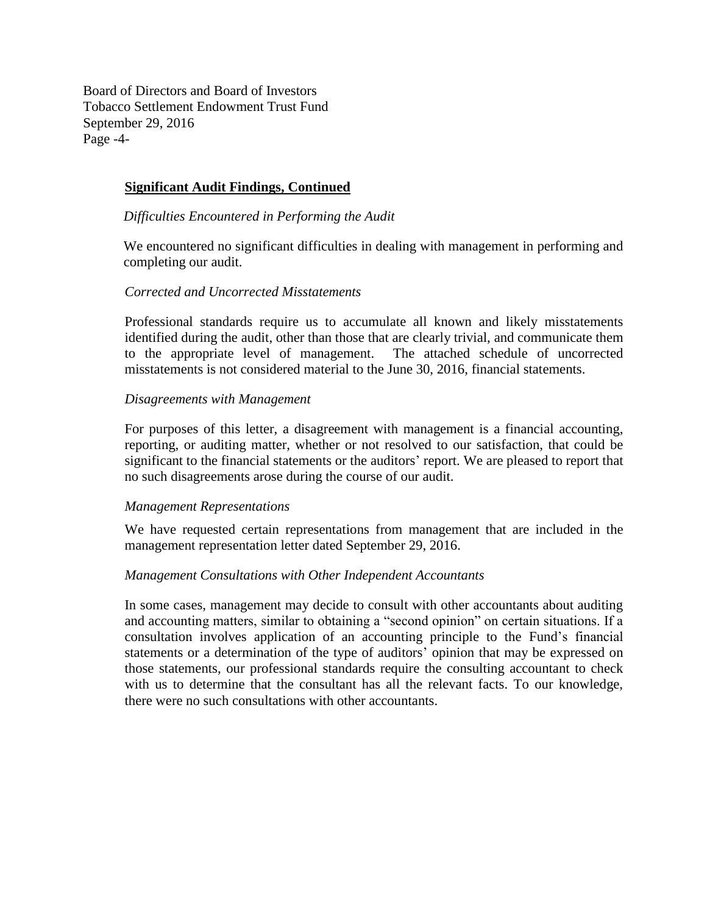## Significant Audit Findings, Continued

*Difficulties Encountered in Performing the Audit*

We encountered no significant difficulties in dealing with management in performing and completing our audit.

*Corrected and Uncorrected Misstatements*

Professional standards require us to accumulate all known and likely misstatements identified during the audit, other than those that are clearly trivial, and communicate them to the appropriate level of management. The attached schedule of uncorrected misstatements is not considered material to the June 30, 2016, financial statements.

*Disagreements with Management*

For purposes of this letter, a disagreement with management is a financial accounting, reporting, or auditing matter, whether or not resolved to our satisfaction, that could be significant to the financial statements or the auditors' report. We are pleased to report that no such disagreements arose during the course of our audit.

*Management Representations*

We have requested certain representations from management that are included in the management representation letter dated September 29, 2016.

*Management Consultations with Other Independent Accountants*

In some cases, management may decide to consult with other accountants about auditing and accounting matters, similar to obtaining a "second opinion" on certain situations. If a consultation involves application of an accounting principle to the Fund's financial statements or a determination of the type of auditors' opinion that may be expressed on those statements, our professional standards require the consulting accountant to check with us to determine that the consultant has all the relevant facts. To our knowledge, there were no such consultations with other accountants.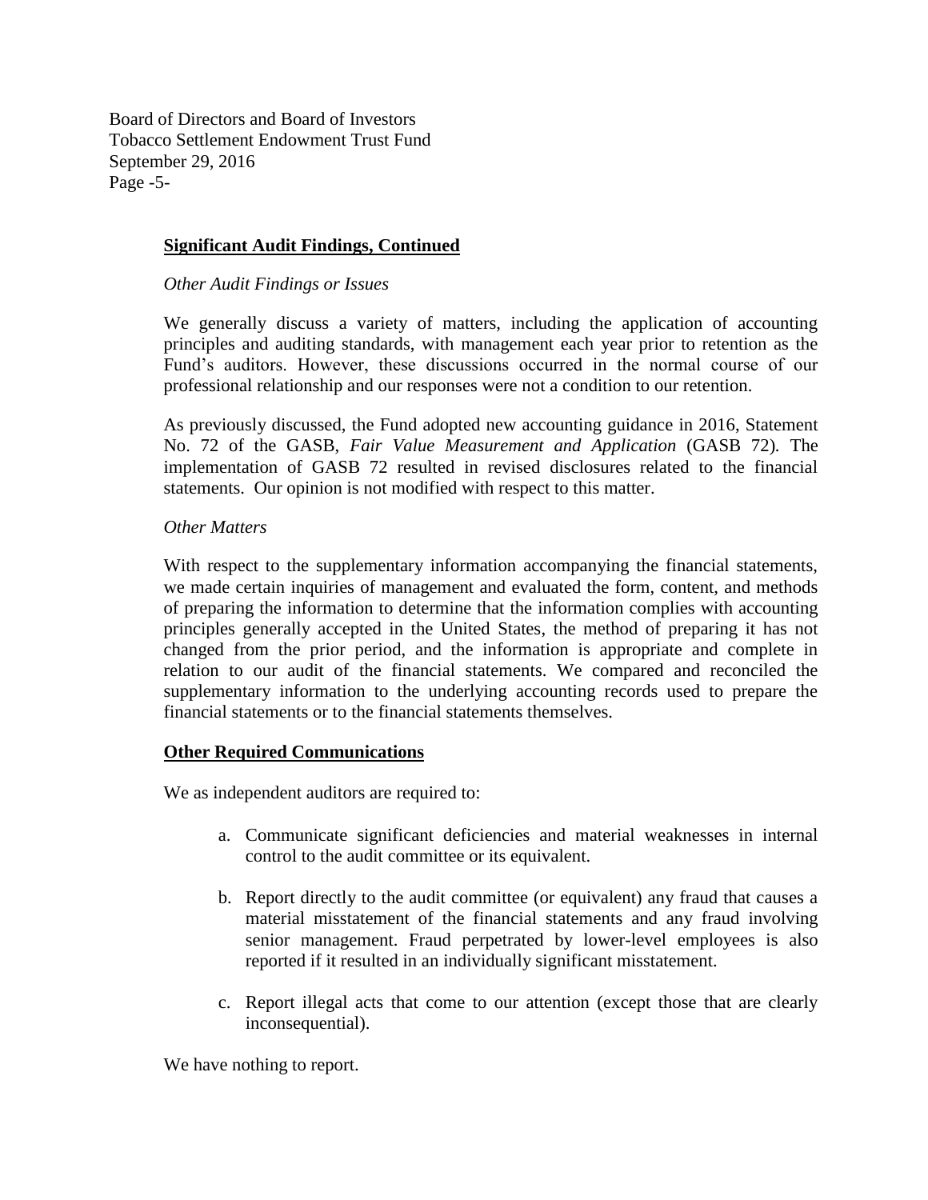Board of Directors and Board of Investors
Tobacco Settlement Endowment Trust Fund
September 29, 2016

**Significant Audit Findings, Continued**

*Other Audit Findings or Issues*

We generally discuss a variety of matters, including the application of accounting principles and auditing standards, with management each year prior to retention as the Fund's auditors. However, these discussions occurred in the normal course of our professional relationship and our responses were not a condition to our retention.

As previously discussed, the Fund adopted new accounting guidance in 2016, Statement No. 72 of the GASB, *Fair Value Measurement and Application* (GASB 72). The implementation of GASB 72 resulted in revised disclosures related to the financial statements. Our opinion is not modified with respect to this matter.

*Other Matters*

With respect to the supplementary information accompanying the financial statements, we made certain inquiries of management and evaluated the form, content, and methods of preparing the information to determine that the information complies with accounting principles generally accepted in the United States, the method of preparing it has not changed from the prior period, and the information is appropriate and complete in relation to our audit of the financial statements. We compared and reconciled the supplementary information to the underlying accounting records used to prepare the financial statements or to the financial statements themselves.

**Other Required Communications**

We as independent auditors are required to:

a. Communicate significant deficiencies and material weaknesses in internal control to the audit committee or its equivalent.

b. Report directly to the audit committee (or equivalent) any fraud that causes a material misstatement of the financial statements and any fraud involving senior management. Fraud perpetrated by lower-level employees is also reported if it resulted in an individually significant misstatement.

c. Report illegal acts that come to our attention (except those that are clearly inconsequential).

We have nothing to report.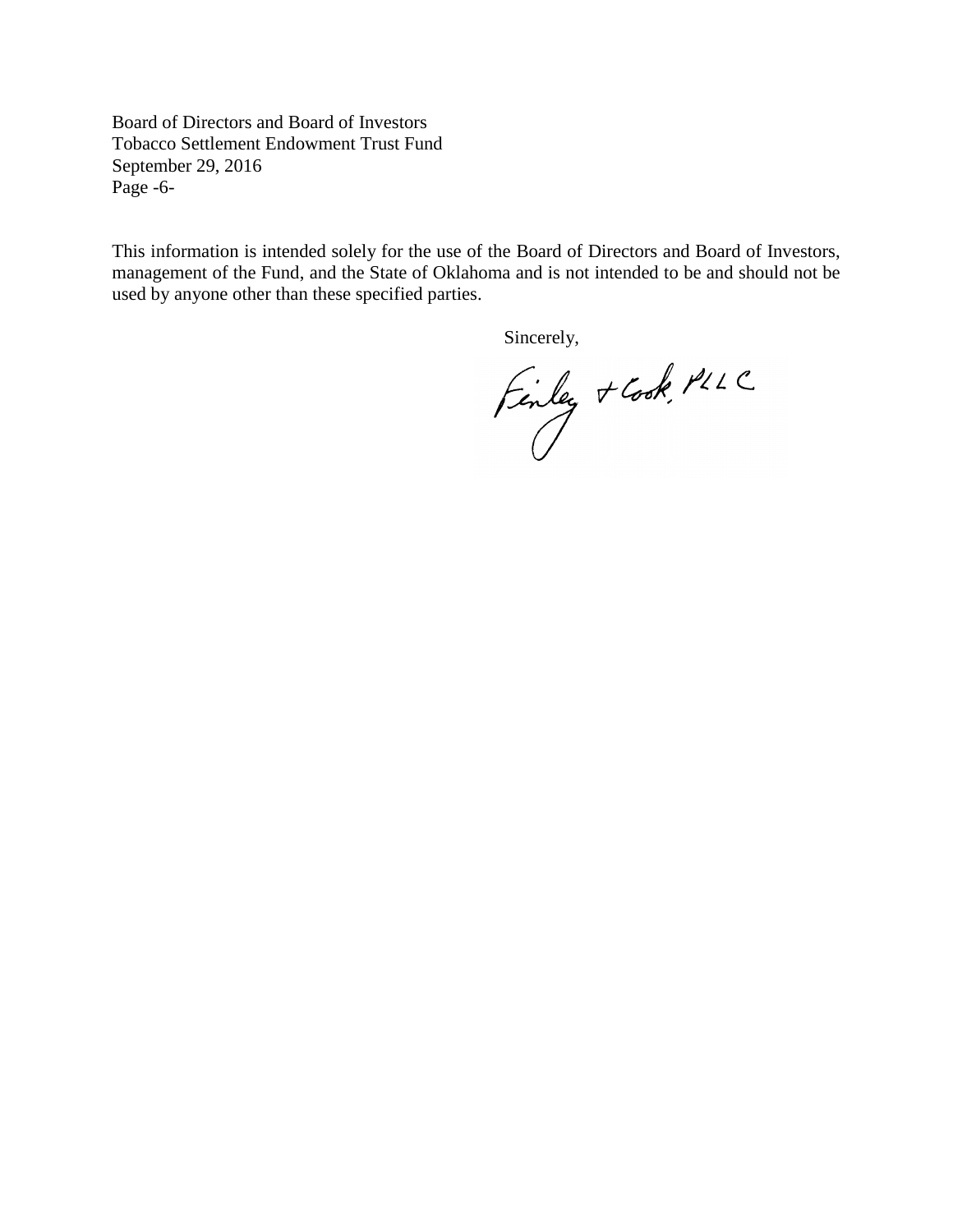This information is intended solely for the use of the Board of Directors and Board of Investors, management of the Fund, and the State of Oklahoma and is not intended to be and should not be used by anyone other than these specified parties.

Sincerely,

Finley + Cook, PLLC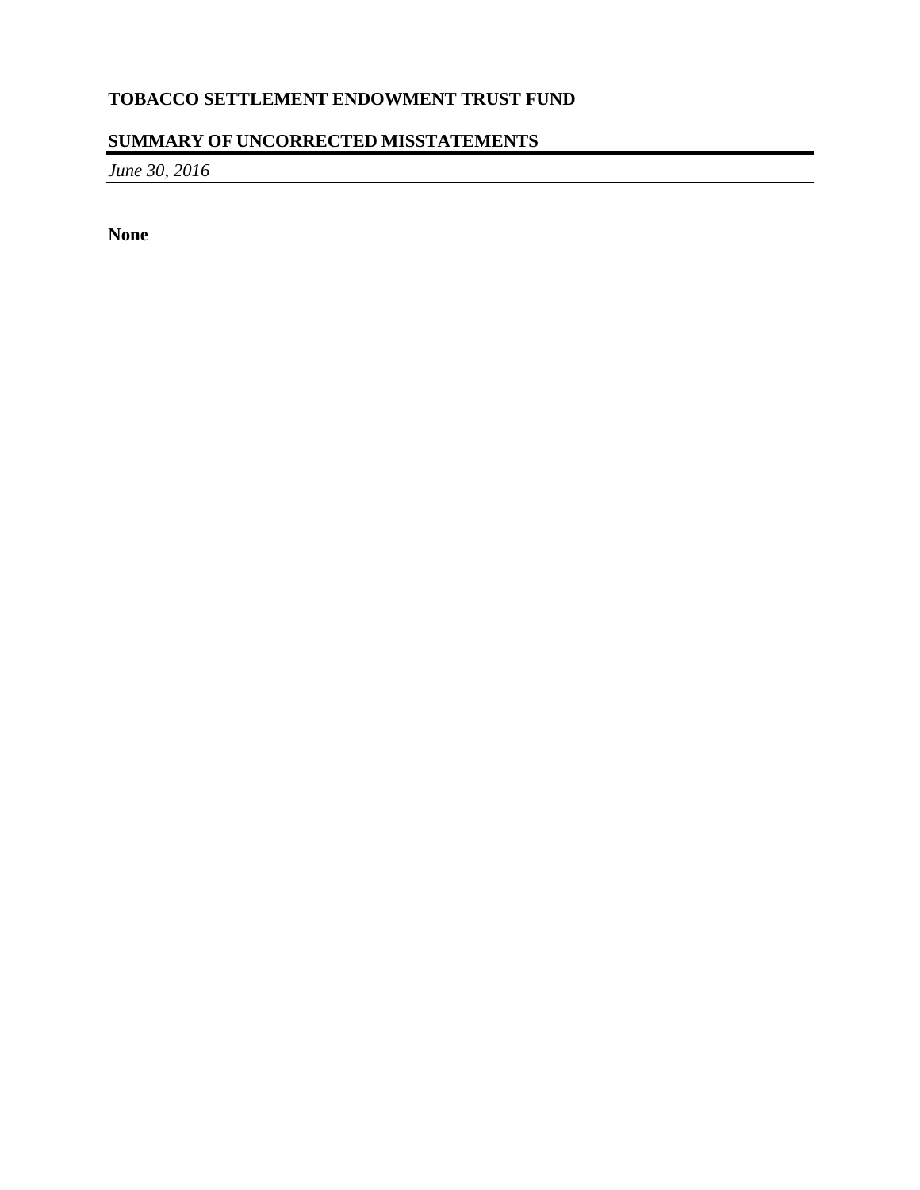**TOBACCO SETTLEMENT ENDOWMENT TRUST FUND**

**SUMMARY OF UNCORRECTED MISSTATEMENTS**

*June 30, 2016*

**None**